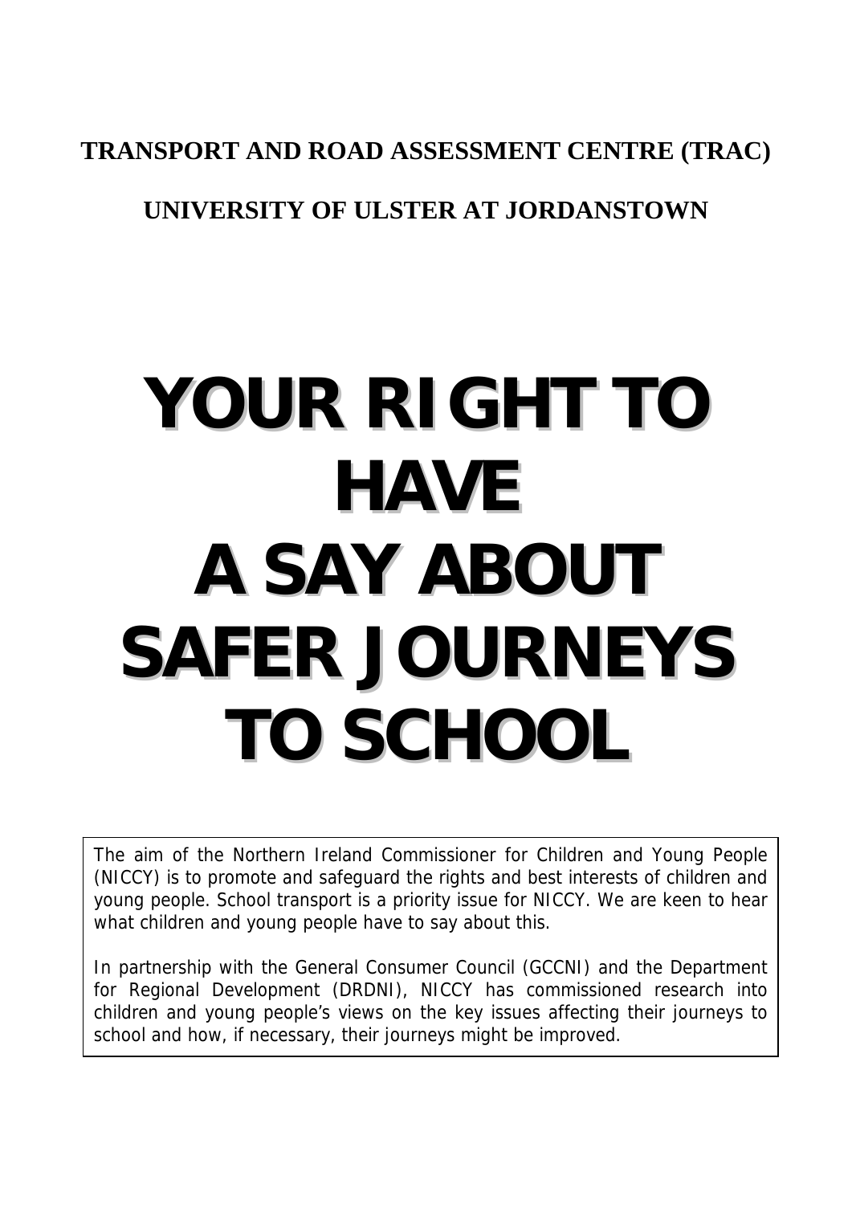**TRANSPORT AND ROAD ASSESSMENT CENTRE (TRAC)**

**UNIVERSITY OF ULSTER AT JORDANSTOWN**

# YOUR RIGHT TO HAVE A SAY ABOUT SAFER JOURNEYS TO SCHOOL

The aim of the Northern Ireland Commissioner for Children and Young People (NICCY) is to promote and safeguard the rights and best interests of children and young people. School transport is a priority issue for NICCY. We are keen to hear what children and young people have to say about this.

In partnership with the General Consumer Council (GCCNI) and the Department for Regional Development (DRDNI), NICCY has commissioned research into children and young people's views on the key issues affecting their journeys to school and how, if necessary, their journeys might be improved.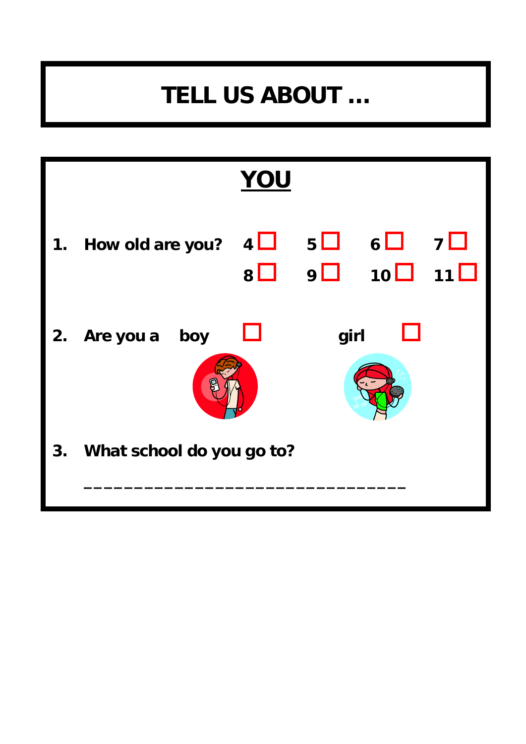# TELL US ABOUT …

## YOU

1. **How old are you?** 4 ☐ 5 ☐ 6 ☐ 7 ☐ 8 ☐ 9 ☐ 10 ☐ 11 ☐

2. **Are you a boy** ☐ **girl** ☐

3. **What school do you go to?**

________________________________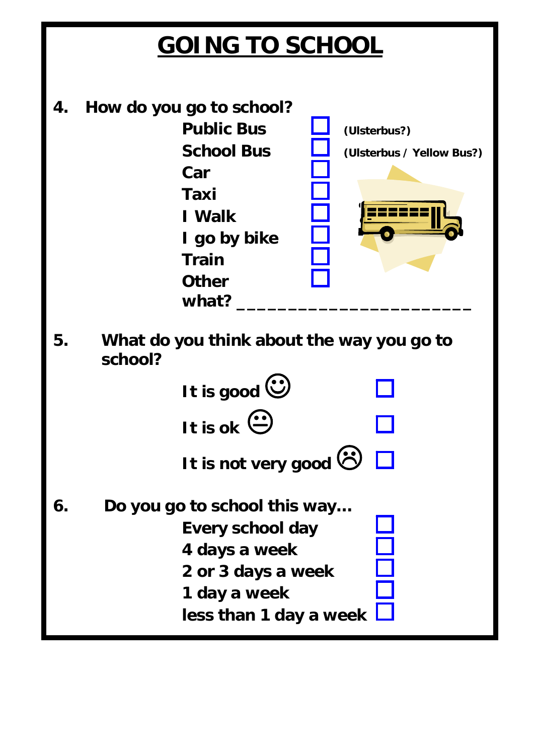# GOING TO SCHOOL

**4. How do you go to school?**

- **Public Bus** ☐ **(Ulsterbus?)**
- **School Bus** ☐ **(Ulsterbus / Yellow Bus?)**
- **Car** ☐
- **Taxi** ☐
- **I Walk** ☐
- **I go by bike** ☐
- **Train** ☐
- **Other** ☐

**what? ______________________**

**5. What do you think about the way you go to school?**

- **It is good** ☺ ☐
- **It is ok** 😐 ☐
- **It is not very good** ☹ ☐

**6. Do you go to school this way…**

- **Every school day** ☐
- **4 days a week** ☐
- **2 or 3 days a week** ☐
- **1 day a week** ☐
- **less than 1 day a week** ☐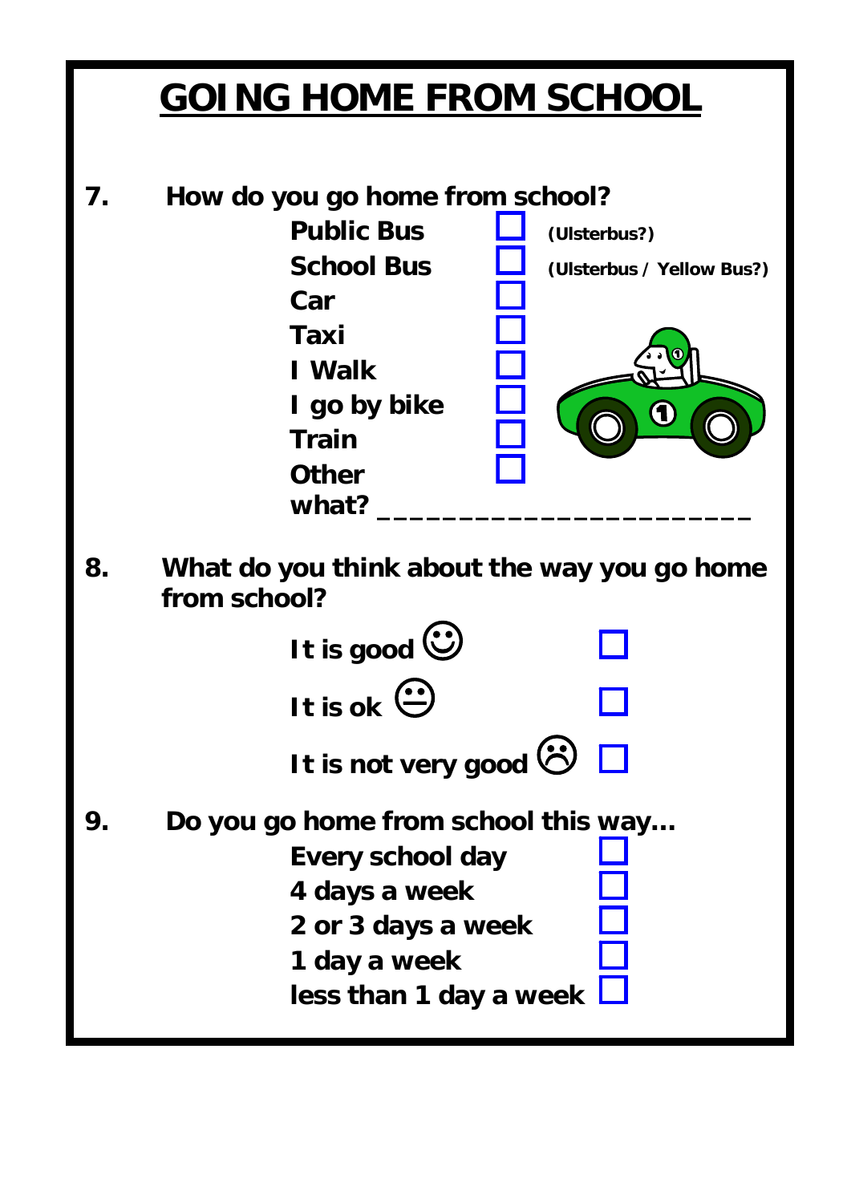# GOING HOME FROM SCHOOL

**7. How do you go home from school?**

- **Public Bus** ☐ **(Ulsterbus?)**
- **School Bus** ☐ **(Ulsterbus / Yellow Bus?)**
- **Car** ☐
- **Taxi** ☐
- **I Walk** ☐
- **I go by bike** ☐
- **Train** ☐
- **Other** ☐

**what?** ______________________

**8. What do you think about the way you go home from school?**

- **It is good** ☺ ☐
- **It is ok** 😐 ☐
- **It is not very good** ☹ ☐

**9. Do you go home from school this way…**

- **Every school day** ☐
- **4 days a week** ☐
- **2 or 3 days a week** ☐
- **1 day a week** ☐
- **less than 1 day a week** ☐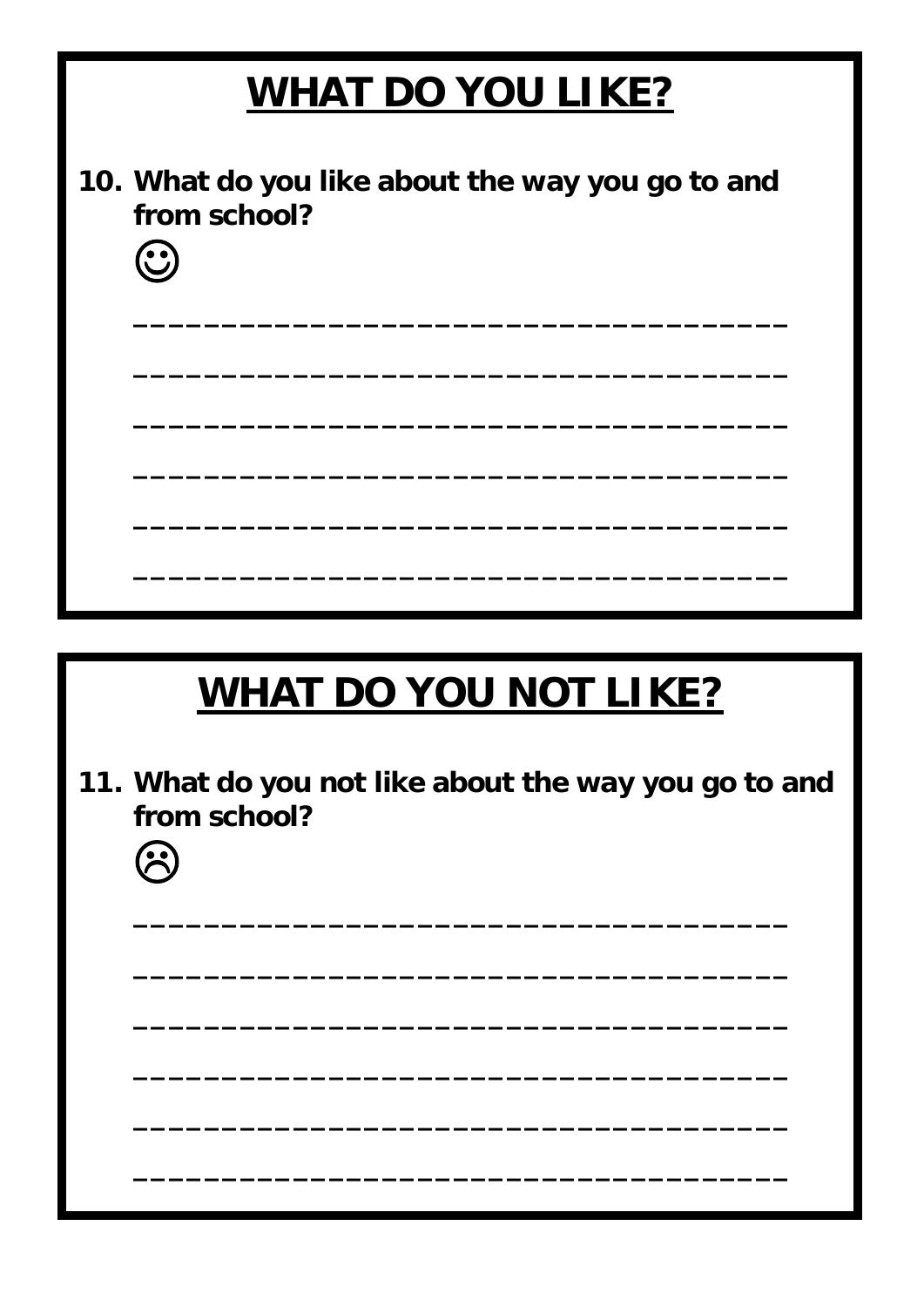# WHAT DO YOU LIKE?

**10. What do you like about the way you go to and from school?**

☺

______________________________________

______________________________________

______________________________________

______________________________________

______________________________________

______________________________________

# WHAT DO YOU NOT LIKE?

**11. What do you not like about the way you go to and from school?**

☹

______________________________________

______________________________________

______________________________________

______________________________________

______________________________________

______________________________________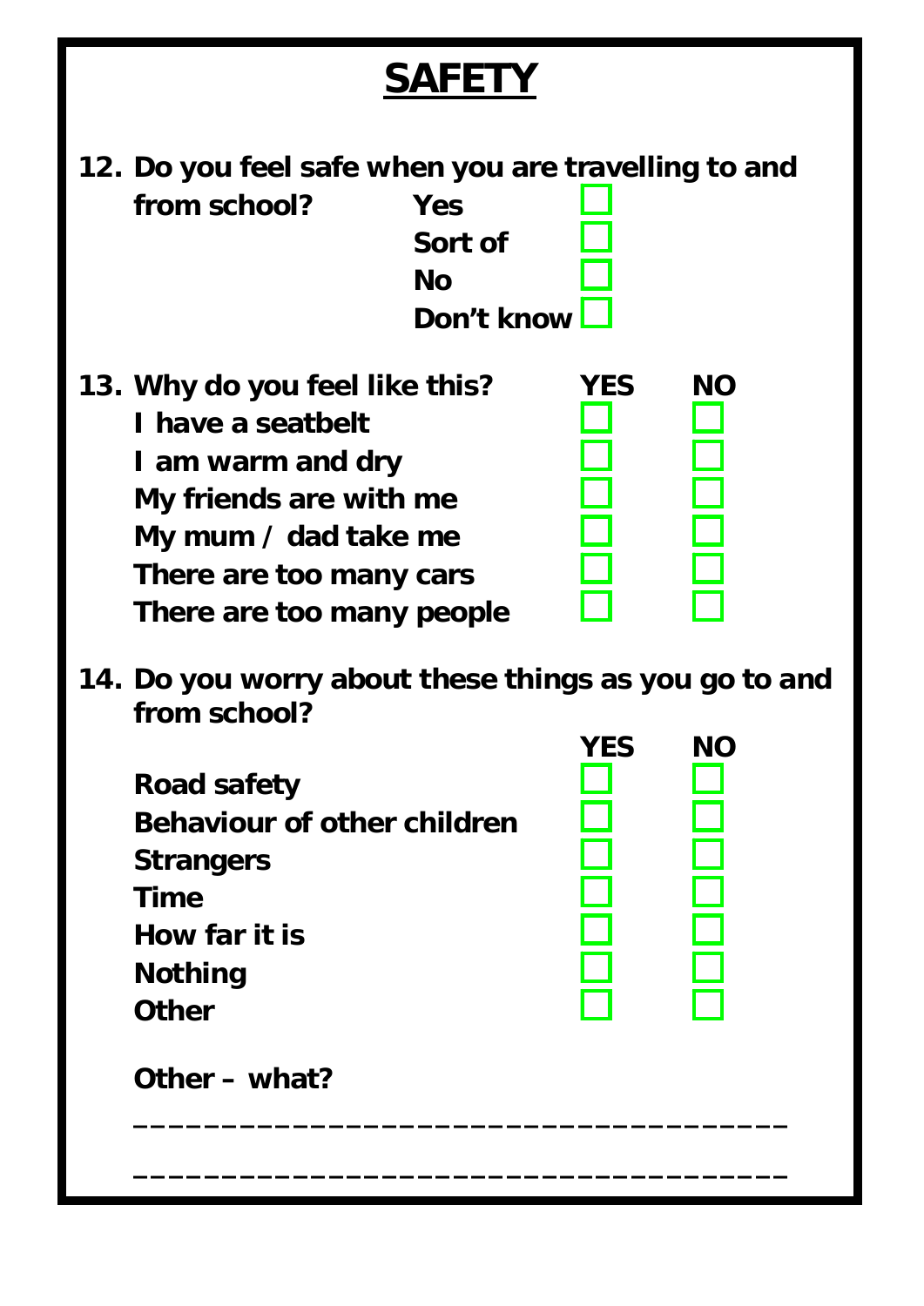# SAFETY

**12. Do you feel safe when you are travelling to and from school?**

- Yes ☐
- Sort of ☐
- No ☐
- Don't know ☐

**13. Why do you feel like this?**

| | YES | NO |
|---|---|---|
| I have a seatbelt | ☐ | ☐ |
| I am warm and dry | ☐ | ☐ |
| My friends are with me | ☐ | ☐ |
| My mum / dad take me | ☐ | ☐ |
| There are too many cars | ☐ | ☐ |
| There are too many people | ☐ | ☐ |

**14. Do you worry about these things as you go to and from school?**

| | YES | NO |
|---|---|---|
| Road safety | ☐ | ☐ |
| Behaviour of other children | ☐ | ☐ |
| Strangers | ☐ | ☐ |
| Time | ☐ | ☐ |
| How far it is | ☐ | ☐ |
| Nothing | ☐ | ☐ |
| Other | ☐ | ☐ |

**Other – what?**

______________________________________

______________________________________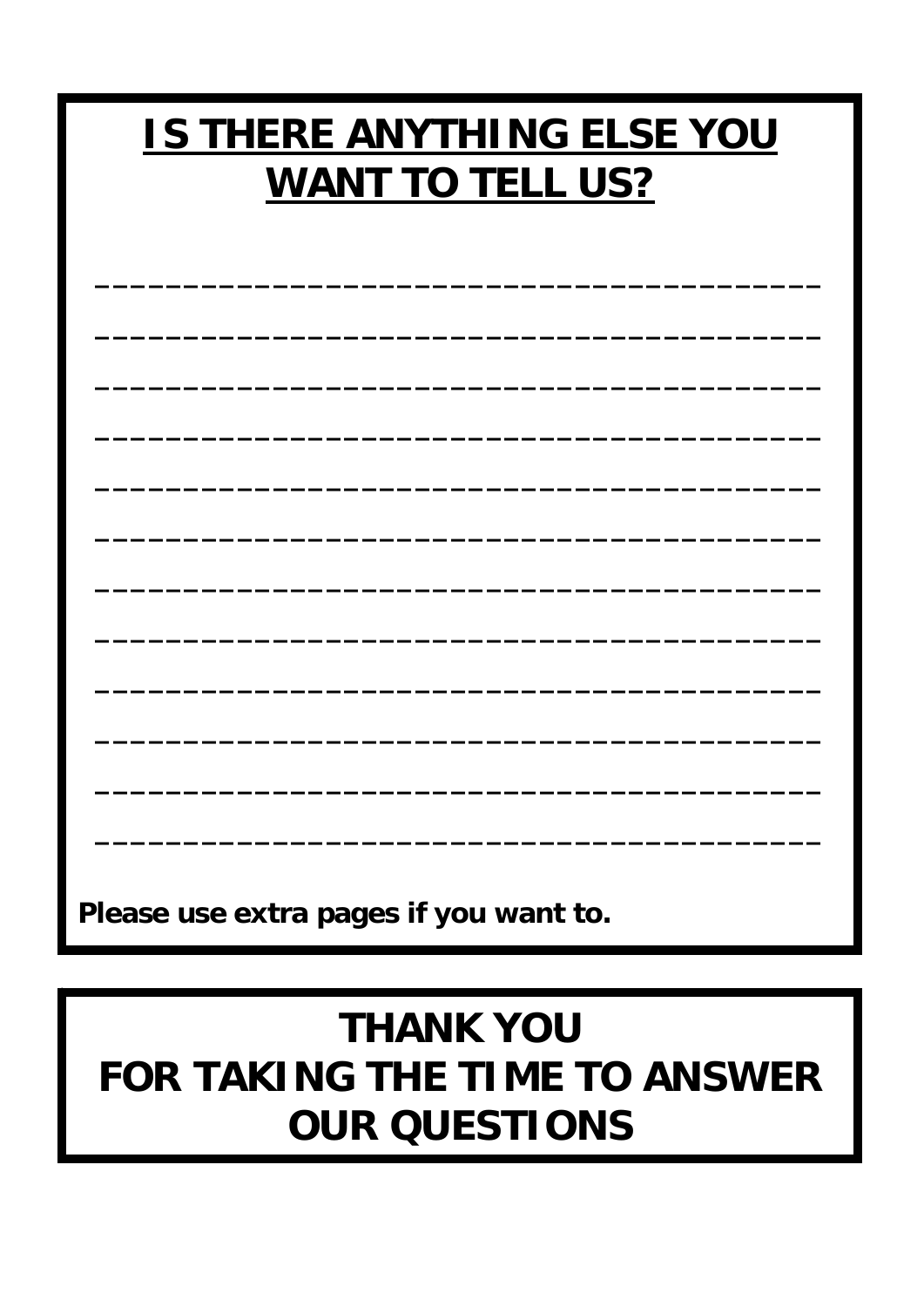## IS THERE ANYTHING ELSE YOU WANT TO TELL US?

_____________________________________________

_____________________________________________

_____________________________________________

_____________________________________________

_____________________________________________

_____________________________________________

_____________________________________________

_____________________________________________

_____________________________________________

_____________________________________________

_____________________________________________

_____________________________________________

**Please use extra pages if you want to.**

## THANK YOU FOR TAKING THE TIME TO ANSWER OUR QUESTIONS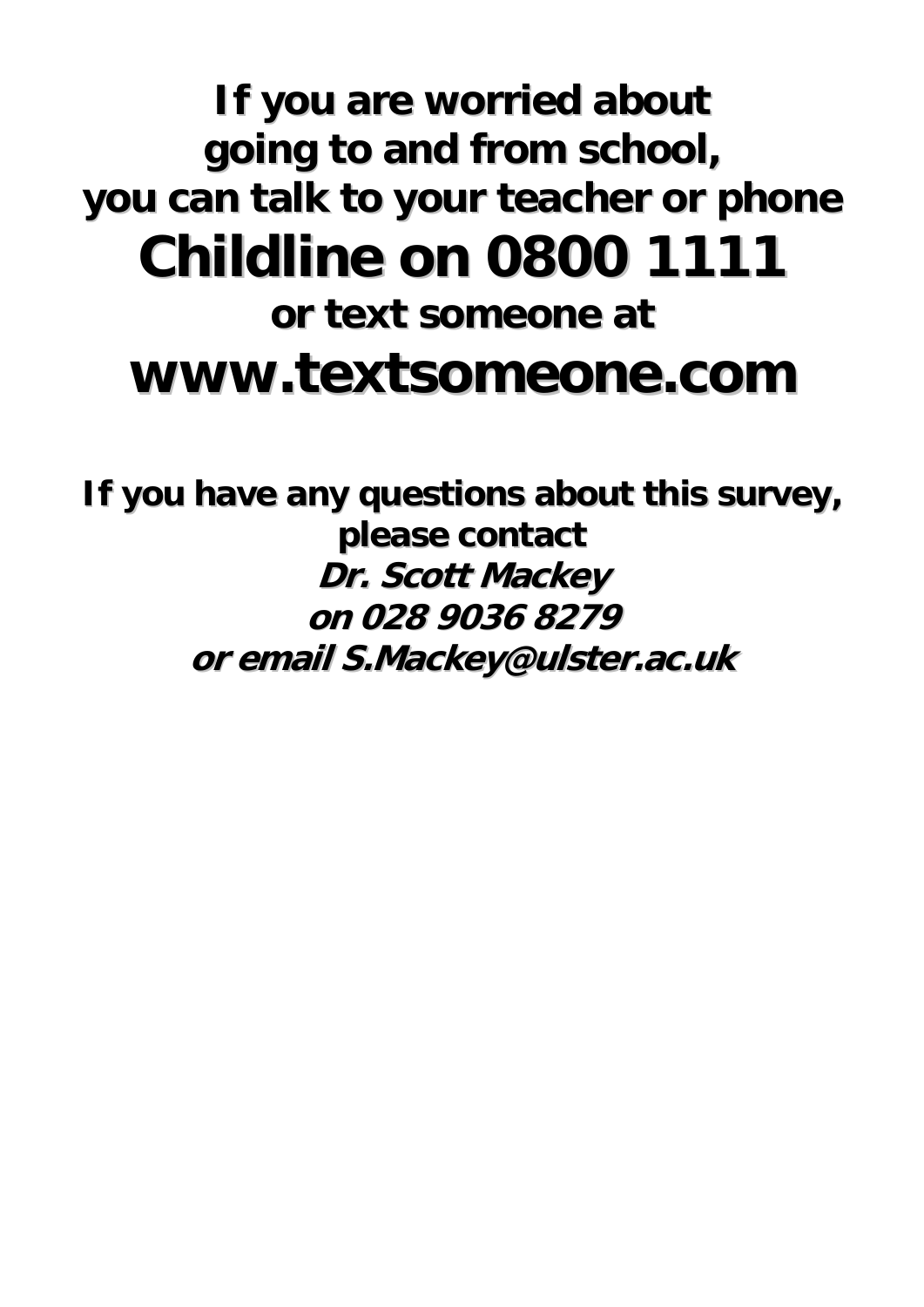**If you are worried about going to and from school, you can talk to your teacher or phone**

# Childline on 0800 1111

**or text someone at**

# www.textsomeone.com

**If you have any questions about this survey, please contact**

***Dr. Scott Mackey***
***on 028 9036 8279***
***or email S.Mackey@ulster.ac.uk***